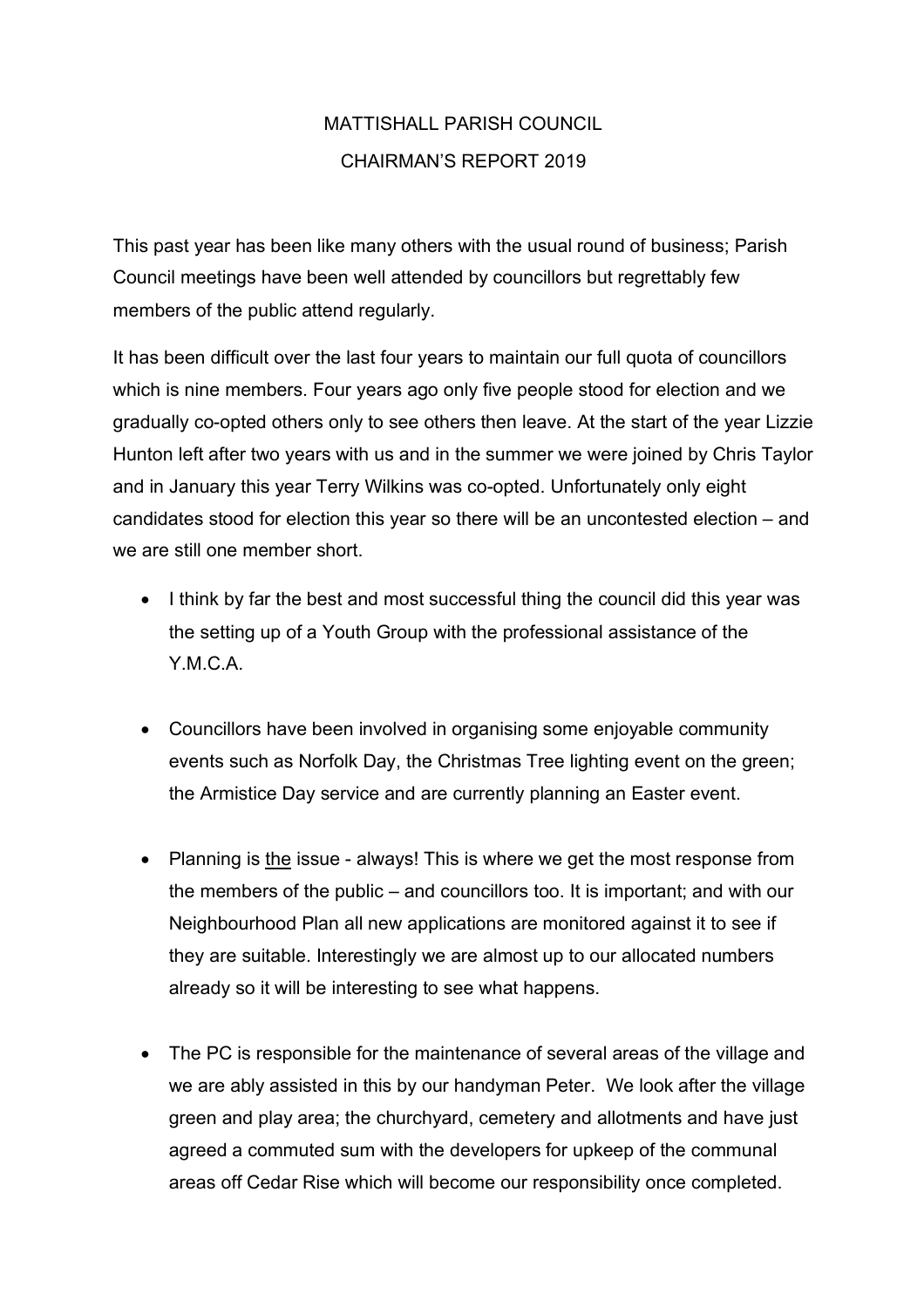# MATTISHALL PARISH COUNCIL

## CHAIRMAN'S REPORT 2019

This past year has been like many others with the usual round of business; Parish Council meetings have been well attended by councillors but regrettably few members of the public attend regularly.

It has been difficult over the last four years to maintain our full quota of councillors which is nine members. Four years ago only five people stood for election and we gradually co-opted others only to see others then leave. At the start of the year Lizzie Hunton left after two years with us and in the summer we were joined by Chris Taylor and in January this year Terry Wilkins was co-opted. Unfortunately only eight candidates stood for election this year so there will be an uncontested election – and we are still one member short.

- I think by far the best and most successful thing the council did this year was the setting up of a Youth Group with the professional assistance of the Y.M.C.A.

- Councillors have been involved in organising some enjoyable community events such as Norfolk Day, the Christmas Tree lighting event on the green; the Armistice Day service and are currently planning an Easter event.

- Planning is <u>the</u> issue - always! This is where we get the most response from the members of the public – and councillors too. It is important; and with our Neighbourhood Plan all new applications are monitored against it to see if they are suitable. Interestingly we are almost up to our allocated numbers already so it will be interesting to see what happens.

- The PC is responsible for the maintenance of several areas of the village and we are ably assisted in this by our handyman Peter. We look after the village green and play area; the churchyard, cemetery and allotments and have just agreed a commuted sum with the developers for upkeep of the communal areas off Cedar Rise which will become our responsibility once completed.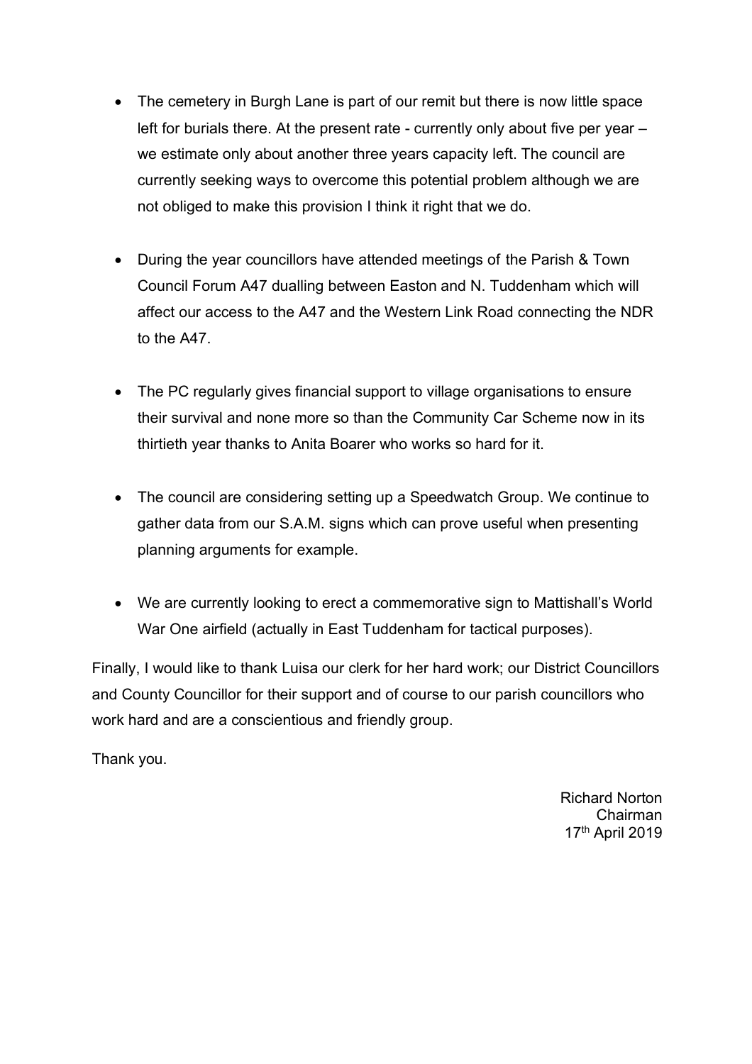- The cemetery in Burgh Lane is part of our remit but there is now little space left for burials there. At the present rate - currently only about five per year – we estimate only about another three years capacity left. The council are currently seeking ways to overcome this potential problem although we are not obliged to make this provision I think it right that we do.

- During the year councillors have attended meetings of the Parish & Town Council Forum A47 dualling between Easton and N. Tuddenham which will affect our access to the A47 and the Western Link Road connecting the NDR to the A47.

- The PC regularly gives financial support to village organisations to ensure their survival and none more so than the Community Car Scheme now in its thirtieth year thanks to Anita Boarer who works so hard for it.

- The council are considering setting up a Speedwatch Group. We continue to gather data from our S.A.M. signs which can prove useful when presenting planning arguments for example.

- We are currently looking to erect a commemorative sign to Mattishall's World War One airfield (actually in East Tuddenham for tactical purposes).

Finally, I would like to thank Luisa our clerk for her hard work; our District Councillors and County Councillor for their support and of course to our parish councillors who work hard and are a conscientious and friendly group.

Thank you.

Richard Norton
Chairman
17th April 2019